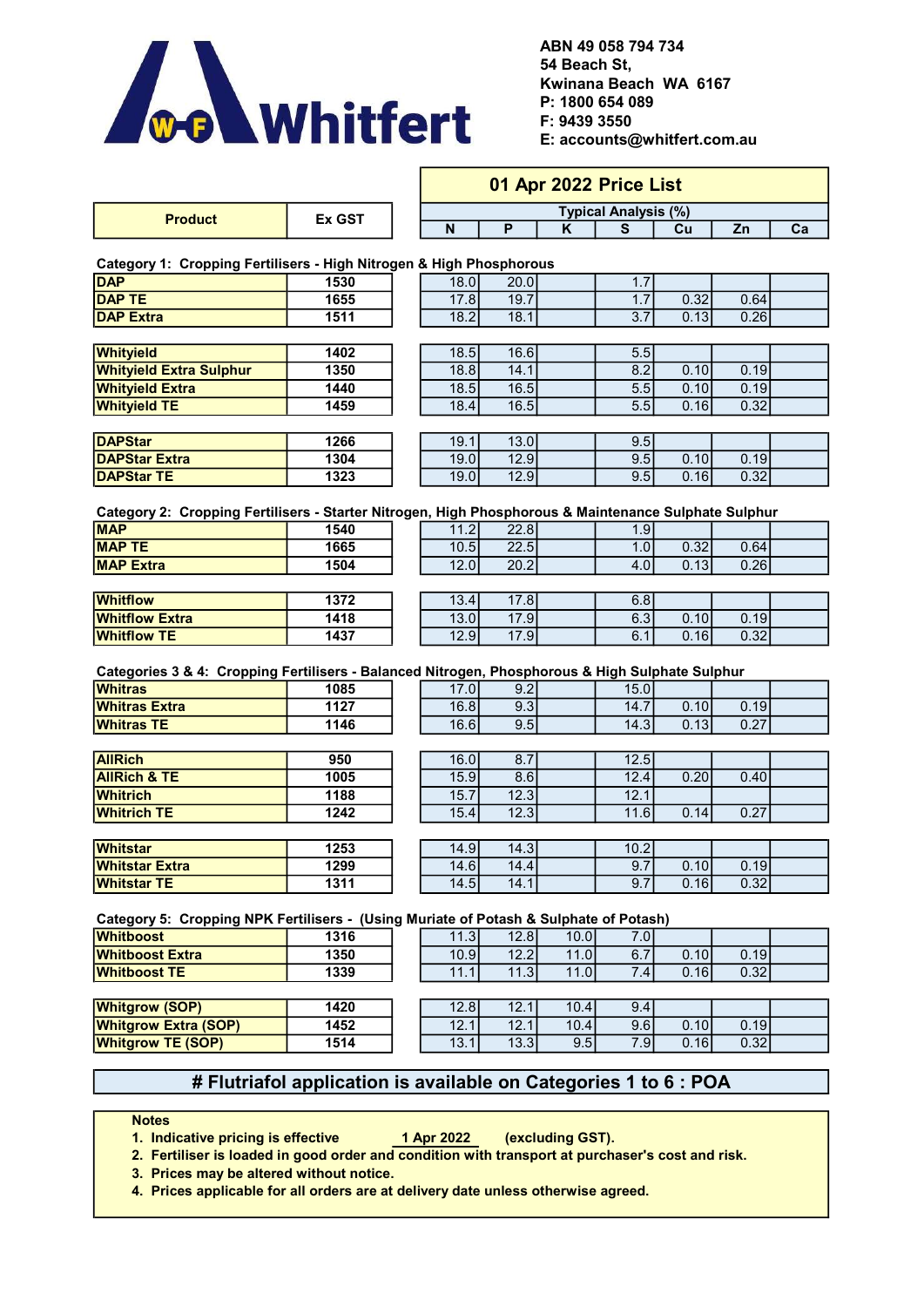# Whitfert

**ABN 49 058 794 734**
**54 Beach St,**
**Kwinana Beach WA 6167**
**P: 1800 654 089**
**F: 9439 3550**
**E: accounts@whitfert.com.au**

## 01 Apr 2022 Price List

| Product | Ex GST | Typical Analysis (%) | | | | | | |
|---|---|---|---|---|---|---|---|---|
| | | N | P | K | S | Cu | Zn | Ca |
| **Category 1: Cropping Fertilisers - High Nitrogen & High Phosphorous** | | | | | | | | |
| DAP | 1530 | 18.0 | 20.0 | | 1.7 | | | |
| DAP TE | 1655 | 17.8 | 19.7 | | 1.7 | 0.32 | 0.64 | |
| DAP Extra | 1511 | 18.2 | 18.1 | | 3.7 | 0.13 | 0.26 | |
| Whityield | 1402 | 18.5 | 16.6 | | 5.5 | | | |
| Whityield Extra Sulphur | 1350 | 18.8 | 14.1 | | 8.2 | 0.10 | 0.19 | |
| Whityield Extra | 1440 | 18.5 | 16.5 | | 5.5 | 0.10 | 0.19 | |
| Whityield TE | 1459 | 18.4 | 16.5 | | 5.5 | 0.16 | 0.32 | |
| DAPStar | 1266 | 19.1 | 13.0 | | 9.5 | | | |
| DAPStar Extra | 1304 | 19.0 | 12.9 | | 9.5 | 0.10 | 0.19 | |
| DAPStar TE | 1323 | 19.0 | 12.9 | | 9.5 | 0.16 | 0.32 | |
| **Category 2: Cropping Fertilisers - Starter Nitrogen, High Phosphorous & Maintenance Sulphate Sulphur** | | | | | | | | |
| MAP | 1540 | 11.2 | 22.8 | | 1.9 | | | |
| MAP TE | 1665 | 10.5 | 22.5 | | 1.0 | 0.32 | 0.64 | |
| MAP Extra | 1504 | 12.0 | 20.2 | | 4.0 | 0.13 | 0.26 | |
| Whitflow | 1372 | 13.4 | 17.8 | | 6.8 | | | |
| Whitflow Extra | 1418 | 13.0 | 17.9 | | 6.3 | 0.10 | 0.19 | |
| Whitflow TE | 1437 | 12.9 | 17.9 | | 6.1 | 0.16 | 0.32 | |
| **Categories 3 & 4: Cropping Fertilisers - Balanced Nitrogen, Phosphorous & High Sulphate Sulphur** | | | | | | | | |
| Whitras | 1085 | 17.0 | 9.2 | | 15.0 | | | |
| Whitras Extra | 1127 | 16.8 | 9.3 | | 14.7 | 0.10 | 0.19 | |
| Whitras TE | 1146 | 16.6 | 9.5 | | 14.3 | 0.13 | 0.27 | |
| AllRich | 950 | 16.0 | 8.7 | | 12.5 | | | |
| AllRich & TE | 1005 | 15.9 | 8.6 | | 12.4 | 0.20 | 0.40 | |
| Whitrich | 1188 | 15.7 | 12.3 | | 12.1 | | | |
| Whitrich TE | 1242 | 15.4 | 12.3 | | 11.6 | 0.14 | 0.27 | |
| Whitstar | 1253 | 14.9 | 14.3 | | 10.2 | | | |
| Whitstar Extra | 1299 | 14.6 | 14.4 | | 9.7 | 0.10 | 0.19 | |
| Whitstar TE | 1311 | 14.5 | 14.1 | | 9.7 | 0.16 | 0.32 | |
| **Category 5: Cropping NPK Fertilisers - (Using Muriate of Potash & Sulphate of Potash)** | | | | | | | | |
| Whitboost | 1316 | 11.3 | 12.8 | 10.0 | 7.0 | | | |
| Whitboost Extra | 1350 | 10.9 | 12.2 | 11.0 | 6.7 | 0.10 | 0.19 | |
| Whitboost TE | 1339 | 11.1 | 11.3 | 11.0 | 7.4 | 0.16 | 0.32 | |
| Whitgrow (SOP) | 1420 | 12.8 | 12.1 | 10.4 | 9.4 | | | |
| Whitgrow Extra (SOP) | 1452 | 12.1 | 12.1 | 10.4 | 9.6 | 0.10 | 0.19 | |
| Whitgrow TE (SOP) | 1514 | 13.1 | 13.3 | 9.5 | 7.9 | 0.16 | 0.32 | |

**# Flutriafol application is available on Categories 1 to 6 : POA**

**Notes**

1. Indicative pricing is effective 1 Apr 2022 (excluding GST).
2. Fertiliser is loaded in good order and condition with transport at purchaser's cost and risk.
3. Prices may be altered without notice.
4. Prices applicable for all orders are at delivery date unless otherwise agreed.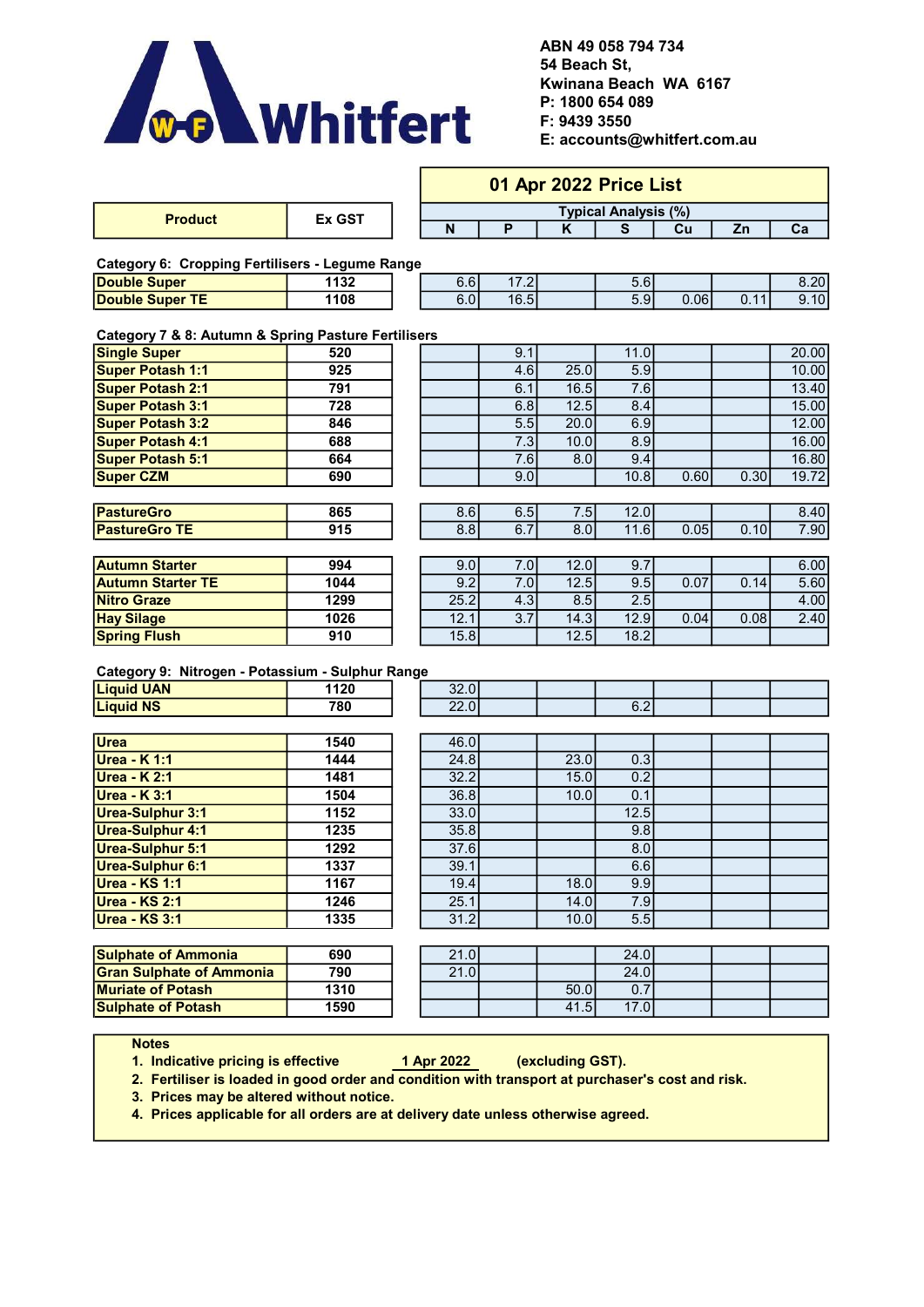Whitfert

**ABN 49 058 794 734**
**54 Beach St,**
**Kwinana Beach WA 6167**
**P: 1800 654 089**
**F: 9439 3550**
**E: accounts@whitfert.com.au**

## 01 Apr 2022 Price List

| Product | Ex GST | N | P | K | S | Cu | Zn | Ca |
|---|---|---|---|---|---|---|---|---|
| | | Typical Analysis (%) | | | | | | |
| **Category 6: Cropping Fertilisers - Legume Range** | | | | | | | | |
| Double Super | 1132 | 6.6 | 17.2 | | 5.6 | | | 8.20 |
| Double Super TE | 1108 | 6.0 | 16.5 | | 5.9 | 0.06 | 0.11 | 9.10 |
| **Category 7 & 8: Autumn & Spring Pasture Fertilisers** | | | | | | | | |
| Single Super | 520 | | 9.1 | | 11.0 | | | 20.00 |
| Super Potash 1:1 | 925 | | 4.6 | 25.0 | 5.9 | | | 10.00 |
| Super Potash 2:1 | 791 | | 6.1 | 16.5 | 7.6 | | | 13.40 |
| Super Potash 3:1 | 728 | | 6.8 | 12.5 | 8.4 | | | 15.00 |
| Super Potash 3:2 | 846 | | 5.5 | 20.0 | 6.9 | | | 12.00 |
| Super Potash 4:1 | 688 | | 7.3 | 10.0 | 8.9 | | | 16.00 |
| Super Potash 5:1 | 664 | | 7.6 | 8.0 | 9.4 | | | 16.80 |
| Super CZM | 690 | | 9.0 | | 10.8 | 0.60 | 0.30 | 19.72 |
| PastureGro | 865 | 8.6 | 6.5 | 7.5 | 12.0 | | | 8.40 |
| PastureGro TE | 915 | 8.8 | 6.7 | 8.0 | 11.6 | 0.05 | 0.10 | 7.90 |
| Autumn Starter | 994 | 9.0 | 7.0 | 12.0 | 9.7 | | | 6.00 |
| Autumn Starter TE | 1044 | 9.2 | 7.0 | 12.5 | 9.5 | 0.07 | 0.14 | 5.60 |
| Nitro Graze | 1299 | 25.2 | 4.3 | 8.5 | 2.5 | | | 4.00 |
| Hay Silage | 1026 | 12.1 | 3.7 | 14.3 | 12.9 | 0.04 | 0.08 | 2.40 |
| Spring Flush | 910 | 15.8 | | 12.5 | 18.2 | | | |
| **Category 9: Nitrogen - Potassium - Sulphur Range** | | | | | | | | |
| Liquid UAN | 1120 | 32.0 | | | | | | |
| Liquid NS | 780 | 22.0 | | | 6.2 | | | |
| Urea | 1540 | 46.0 | | | | | | |
| Urea - K 1:1 | 1444 | 24.8 | | 23.0 | 0.3 | | | |
| Urea - K 2:1 | 1481 | 32.2 | | 15.0 | 0.2 | | | |
| Urea - K 3:1 | 1504 | 36.8 | | 10.0 | 0.1 | | | |
| Urea-Sulphur 3:1 | 1152 | 33.0 | | | 12.5 | | | |
| Urea-Sulphur 4:1 | 1235 | 35.8 | | | 9.8 | | | |
| Urea-Sulphur 5:1 | 1292 | 37.6 | | | 8.0 | | | |
| Urea-Sulphur 6:1 | 1337 | 39.1 | | | 6.6 | | | |
| Urea - KS 1:1 | 1167 | 19.4 | | 18.0 | 9.9 | | | |
| Urea - KS 2:1 | 1246 | 25.1 | | 14.0 | 7.9 | | | |
| Urea - KS 3:1 | 1335 | 31.2 | | 10.0 | 5.5 | | | |
| Sulphate of Ammonia | 690 | 21.0 | | | 24.0 | | | |
| Gran Sulphate of Ammonia | 790 | 21.0 | | | 24.0 | | | |
| Muriate of Potash | 1310 | | | 50.0 | 0.7 | | | |
| Sulphate of Potash | 1590 | | | 41.5 | 17.0 | | | |

**Notes**

1. Indicative pricing is effective 1 Apr 2022 (excluding GST).
2. Fertiliser is loaded in good order and condition with transport at purchaser's cost and risk.
3. Prices may be altered without notice.
4. Prices applicable for all orders are at delivery date unless otherwise agreed.